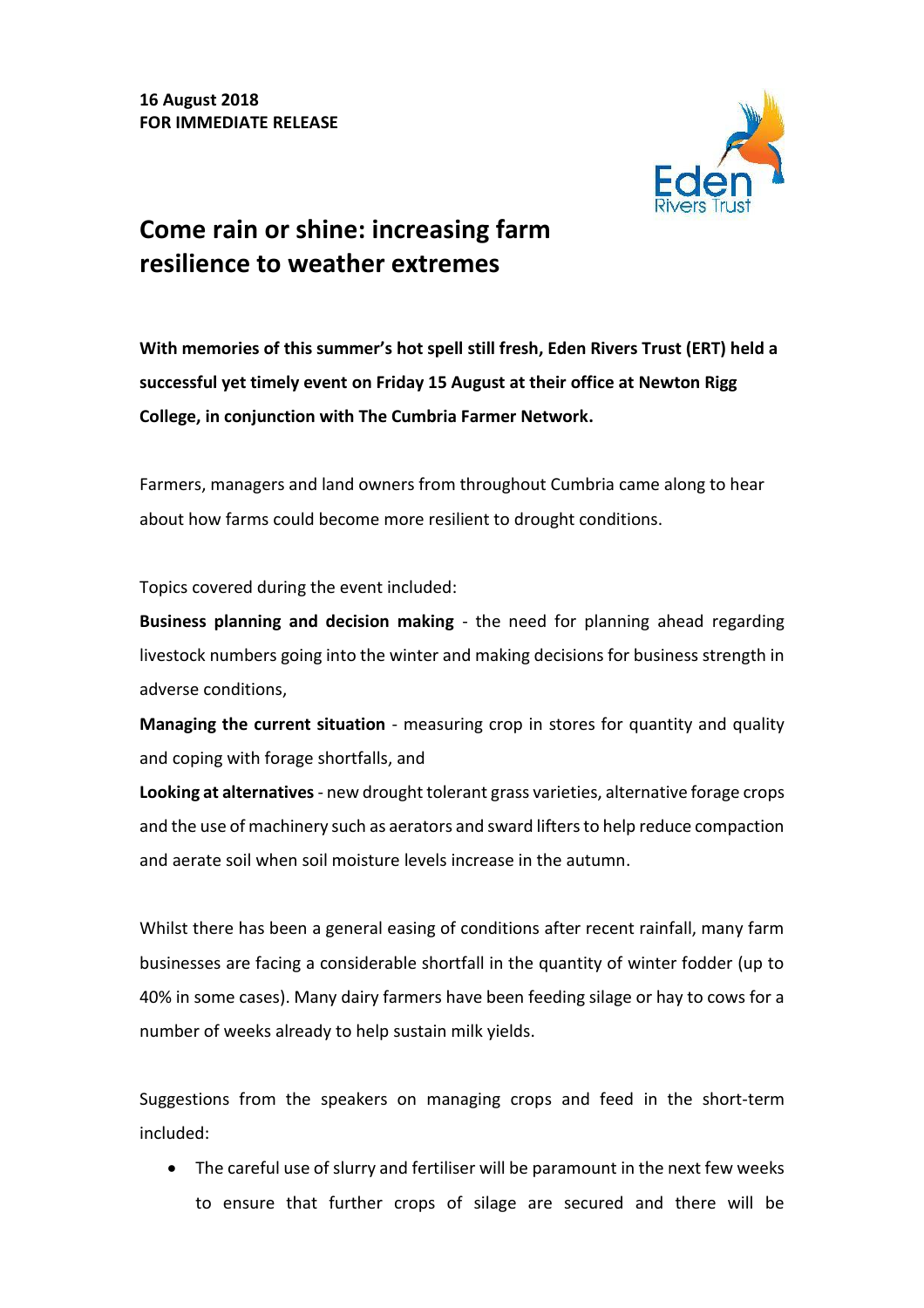**16 August 2018**
**FOR IMMEDIATE RELEASE**

# Come rain or shine: increasing farm resilience to weather extremes

**With memories of this summer's hot spell still fresh, Eden Rivers Trust (ERT) held a successful yet timely event on Friday 15 August at their office at Newton Rigg College, in conjunction with The Cumbria Farmer Network.**

Farmers, managers and land owners from throughout Cumbria came along to hear about how farms could become more resilient to drought conditions.

Topics covered during the event included:

**Business planning and decision making** - the need for planning ahead regarding livestock numbers going into the winter and making decisions for business strength in adverse conditions,

**Managing the current situation** - measuring crop in stores for quantity and quality and coping with forage shortfalls, and

**Looking at alternatives** - new drought tolerant grass varieties, alternative forage crops and the use of machinery such as aerators and sward lifters to help reduce compaction and aerate soil when soil moisture levels increase in the autumn.

Whilst there has been a general easing of conditions after recent rainfall, many farm businesses are facing a considerable shortfall in the quantity of winter fodder (up to 40% in some cases). Many dairy farmers have been feeding silage or hay to cows for a number of weeks already to help sustain milk yields.

Suggestions from the speakers on managing crops and feed in the short-term included:

- The careful use of slurry and fertiliser will be paramount in the next few weeks to ensure that further crops of silage are secured and there will be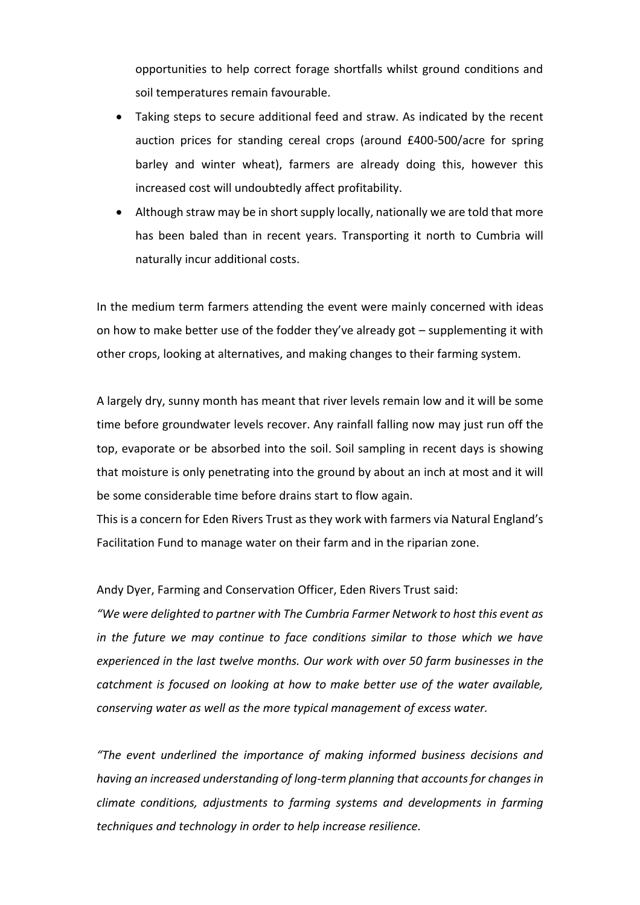opportunities to help correct forage shortfalls whilst ground conditions and soil temperatures remain favourable.

- Taking steps to secure additional feed and straw. As indicated by the recent auction prices for standing cereal crops (around £400-500/acre for spring barley and winter wheat), farmers are already doing this, however this increased cost will undoubtedly affect profitability.
- Although straw may be in short supply locally, nationally we are told that more has been baled than in recent years. Transporting it north to Cumbria will naturally incur additional costs.

In the medium term farmers attending the event were mainly concerned with ideas on how to make better use of the fodder they've already got – supplementing it with other crops, looking at alternatives, and making changes to their farming system.

A largely dry, sunny month has meant that river levels remain low and it will be some time before groundwater levels recover. Any rainfall falling now may just run off the top, evaporate or be absorbed into the soil. Soil sampling in recent days is showing that moisture is only penetrating into the ground by about an inch at most and it will be some considerable time before drains start to flow again.
This is a concern for Eden Rivers Trust as they work with farmers via Natural England's Facilitation Fund to manage water on their farm and in the riparian zone.

Andy Dyer, Farming and Conservation Officer, Eden Rivers Trust said:
*"We were delighted to partner with The Cumbria Farmer Network to host this event as in the future we may continue to face conditions similar to those which we have experienced in the last twelve months. Our work with over 50 farm businesses in the catchment is focused on looking at how to make better use of the water available, conserving water as well as the more typical management of excess water.*

*"The event underlined the importance of making informed business decisions and having an increased understanding of long-term planning that accounts for changes in climate conditions, adjustments to farming systems and developments in farming techniques and technology in order to help increase resilience.*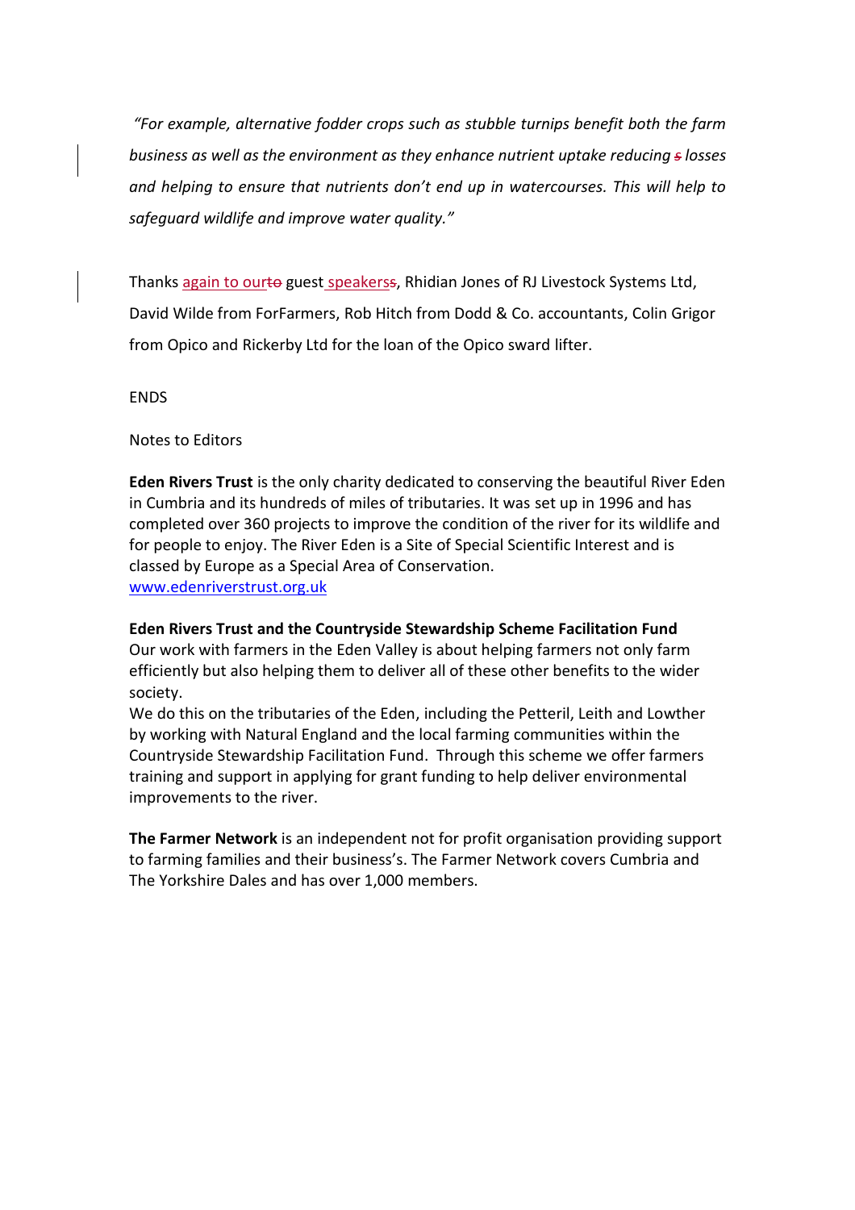*"For example, alternative fodder crops such as stubble turnips benefit both the farm business as well as the environment as they enhance nutrient uptake reducing losses and helping to ensure that nutrients don't end up in watercourses. This will help to safeguard wildlife and improve water quality."*

Thanks again to our guest speakers, Rhidian Jones of RJ Livestock Systems Ltd, David Wilde from ForFarmers, Rob Hitch from Dodd & Co. accountants, Colin Grigor from Opico and Rickerby Ltd for the loan of the Opico sward lifter.

ENDS

Notes to Editors

**Eden Rivers Trust** is the only charity dedicated to conserving the beautiful River Eden in Cumbria and its hundreds of miles of tributaries. It was set up in 1996 and has completed over 360 projects to improve the condition of the river for its wildlife and for people to enjoy. The River Eden is a Site of Special Scientific Interest and is classed by Europe as a Special Area of Conservation.
www.edenriverstrust.org.uk

**Eden Rivers Trust and the Countryside Stewardship Scheme Facilitation Fund**
Our work with farmers in the Eden Valley is about helping farmers not only farm efficiently but also helping them to deliver all of these other benefits to the wider society.
We do this on the tributaries of the Eden, including the Petteril, Leith and Lowther by working with Natural England and the local farming communities within the Countryside Stewardship Facilitation Fund. Through this scheme we offer farmers training and support in applying for grant funding to help deliver environmental improvements to the river.

**The Farmer Network** is an independent not for profit organisation providing support to farming families and their business's. The Farmer Network covers Cumbria and The Yorkshire Dales and has over 1,000 members.